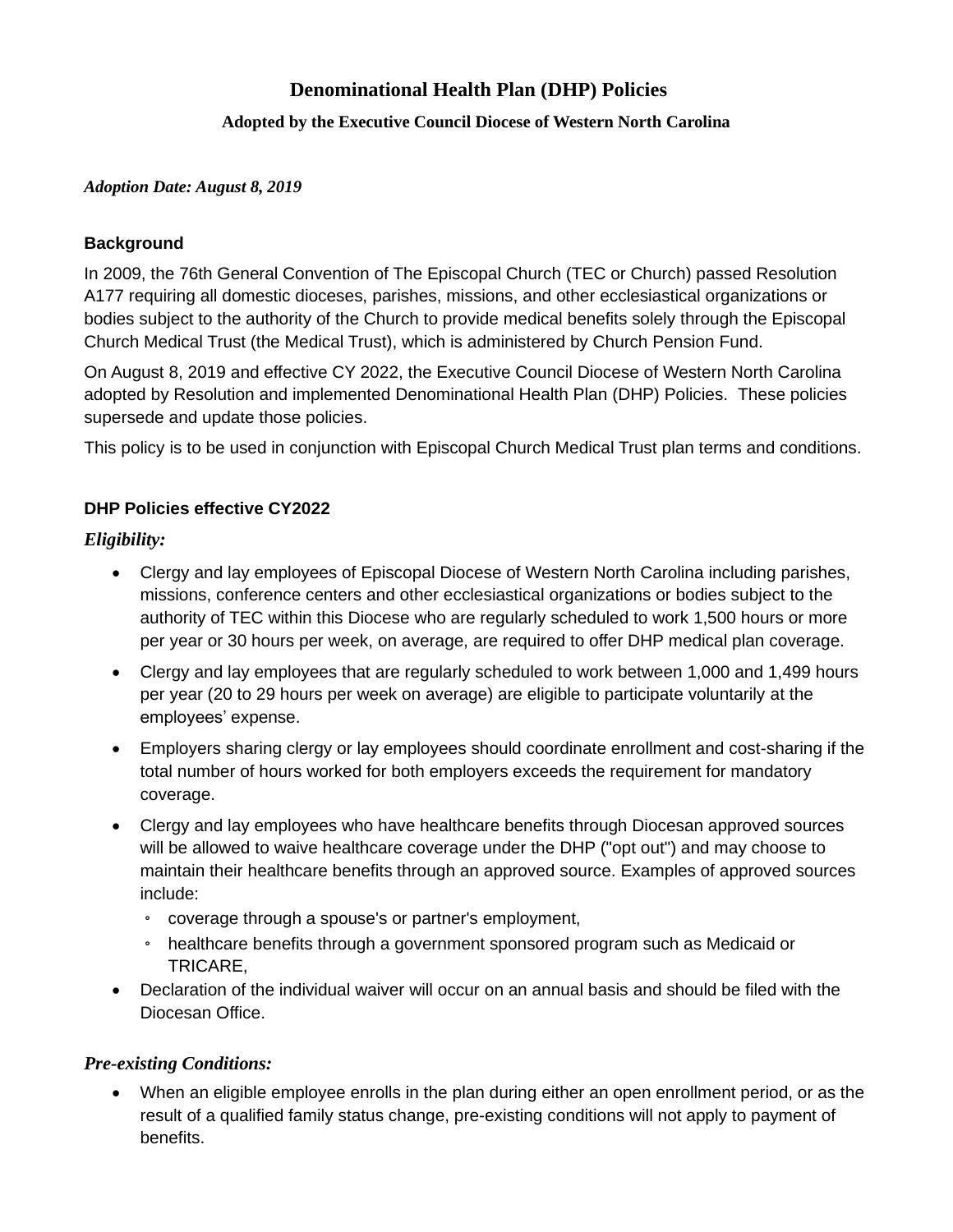# Denominational Health Plan (DHP) Policies

### Adopted by the Executive Council Diocese of Western North Carolina

***Adoption Date: August 8, 2019***

**Background**

In 2009, the 76th General Convention of The Episcopal Church (TEC or Church) passed Resolution A177 requiring all domestic dioceses, parishes, missions, and other ecclesiastical organizations or bodies subject to the authority of the Church to provide medical benefits solely through the Episcopal Church Medical Trust (the Medical Trust), which is administered by Church Pension Fund.

On August 8, 2019 and effective CY 2022, the Executive Council Diocese of Western North Carolina adopted by Resolution and implemented Denominational Health Plan (DHP) Policies. These policies supersede and update those policies.

This policy is to be used in conjunction with Episcopal Church Medical Trust plan terms and conditions.

**DHP Policies effective CY2022**

***Eligibility:***

- Clergy and lay employees of Episcopal Diocese of Western North Carolina including parishes, missions, conference centers and other ecclesiastical organizations or bodies subject to the authority of TEC within this Diocese who are regularly scheduled to work 1,500 hours or more per year or 30 hours per week, on average, are required to offer DHP medical plan coverage.
- Clergy and lay employees that are regularly scheduled to work between 1,000 and 1,499 hours per year (20 to 29 hours per week on average) are eligible to participate voluntarily at the employees' expense.
- Employers sharing clergy or lay employees should coordinate enrollment and cost-sharing if the total number of hours worked for both employers exceeds the requirement for mandatory coverage.
- Clergy and lay employees who have healthcare benefits through Diocesan approved sources will be allowed to waive healthcare coverage under the DHP ("opt out") and may choose to maintain their healthcare benefits through an approved source. Examples of approved sources include:
  - coverage through a spouse's or partner's employment,
  - healthcare benefits through a government sponsored program such as Medicaid or TRICARE,
- Declaration of the individual waiver will occur on an annual basis and should be filed with the Diocesan Office.

***Pre-existing Conditions:***

- When an eligible employee enrolls in the plan during either an open enrollment period, or as the result of a qualified family status change, pre-existing conditions will not apply to payment of benefits.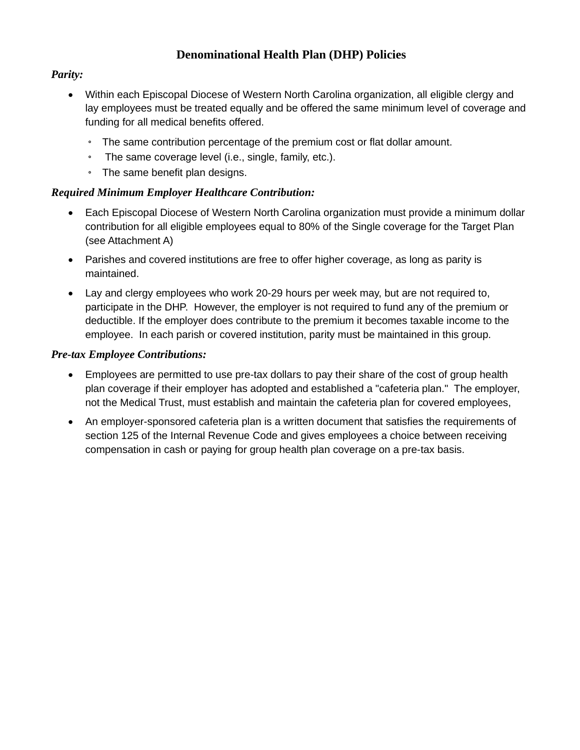## Denominational Health Plan (DHP) Policies

***Parity:***

- Within each Episcopal Diocese of Western North Carolina organization, all eligible clergy and lay employees must be treated equally and be offered the same minimum level of coverage and funding for all medical benefits offered.
  - The same contribution percentage of the premium cost or flat dollar amount.
  - The same coverage level (i.e., single, family, etc.).
  - The same benefit plan designs.

***Required Minimum Employer Healthcare Contribution:***

- Each Episcopal Diocese of Western North Carolina organization must provide a minimum dollar contribution for all eligible employees equal to 80% of the Single coverage for the Target Plan (see Attachment A)
- Parishes and covered institutions are free to offer higher coverage, as long as parity is maintained.
- Lay and clergy employees who work 20-29 hours per week may, but are not required to, participate in the DHP. However, the employer is not required to fund any of the premium or deductible. If the employer does contribute to the premium it becomes taxable income to the employee. In each parish or covered institution, parity must be maintained in this group.

***Pre-tax Employee Contributions:***

- Employees are permitted to use pre-tax dollars to pay their share of the cost of group health plan coverage if their employer has adopted and established a "cafeteria plan." The employer, not the Medical Trust, must establish and maintain the cafeteria plan for covered employees,
- An employer-sponsored cafeteria plan is a written document that satisfies the requirements of section 125 of the Internal Revenue Code and gives employees a choice between receiving compensation in cash or paying for group health plan coverage on a pre-tax basis.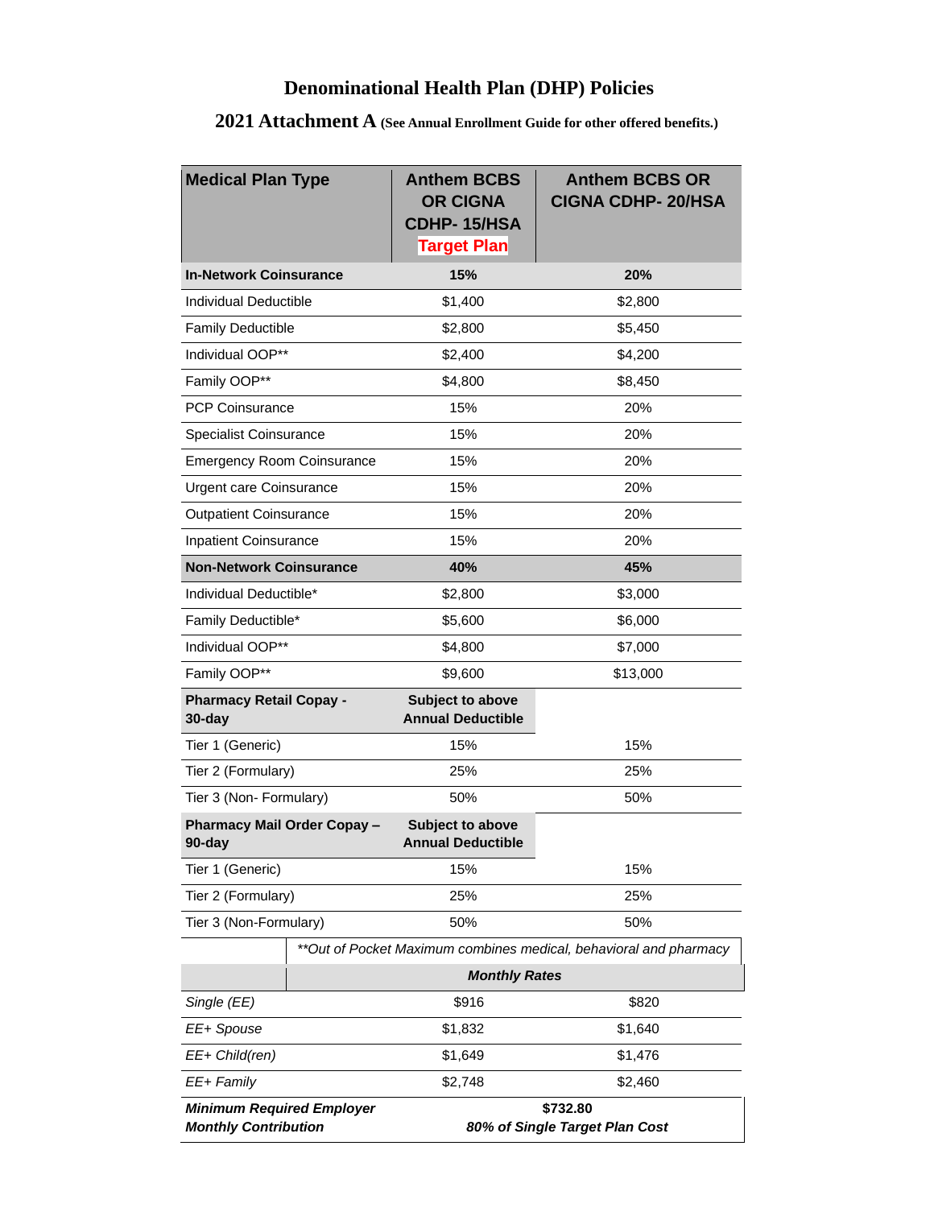# Denominational Health Plan (DHP) Policies

## 2021 Attachment A (See Annual Enrollment Guide for other offered benefits.)

| Medical Plan Type | Anthem BCBS OR CIGNA CDHP- 15/HSA Target Plan | Anthem BCBS OR CIGNA CDHP- 20/HSA |
|---|---|---|
| **In-Network Coinsurance** | **15%** | **20%** |
| Individual Deductible | $1,400 | $2,800 |
| Family Deductible | $2,800 | $5,450 |
| Individual OOP** | $2,400 | $4,200 |
| Family OOP** | $4,800 | $8,450 |
| PCP Coinsurance | 15% | 20% |
| Specialist Coinsurance | 15% | 20% |
| Emergency Room Coinsurance | 15% | 20% |
| Urgent care Coinsurance | 15% | 20% |
| Outpatient Coinsurance | 15% | 20% |
| Inpatient Coinsurance | 15% | 20% |
| **Non-Network Coinsurance** | **40%** | **45%** |
| Individual Deductible* | $2,800 | $3,000 |
| Family Deductible* | $5,600 | $6,000 |
| Individual OOP** | $4,800 | $7,000 |
| Family OOP** | $9,600 | $13,000 |
| **Pharmacy Retail Copay - 30-day** | **Subject to above Annual Deductible** | |
| Tier 1 (Generic) | 15% | 15% |
| Tier 2 (Formulary) | 25% | 25% |
| Tier 3 (Non- Formulary) | 50% | 50% |
| **Pharmacy Mail Order Copay – 90-day** | **Subject to above Annual Deductible** | |
| Tier 1 (Generic) | 15% | 15% |
| Tier 2 (Formulary) | 25% | 25% |
| Tier 3 (Non-Formulary) | 50% | 50% |
| | *\*\*Out of Pocket Maximum combines medical, behavioral and pharmacy* | |
| | ***Monthly Rates*** | |
| *Single (EE)* | $916 | $820 |
| *EE+ Spouse* | $1,832 | $1,640 |
| *EE+ Child(ren)* | $1,649 | $1,476 |
| *EE+ Family* | $2,748 | $2,460 |
| ***Minimum Required Employer Monthly Contribution*** | **$732.80** ***80% of Single Target Plan Cost*** | |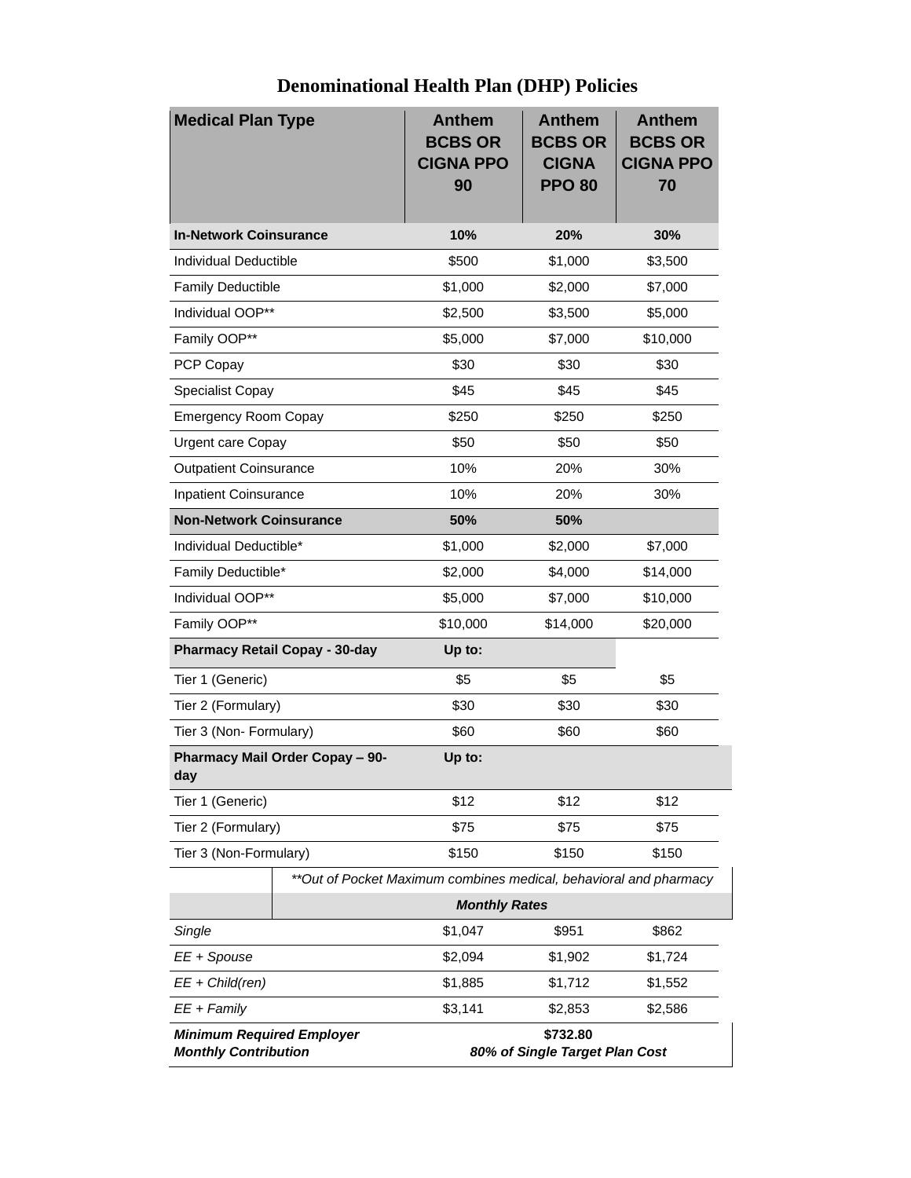# Denominational Health Plan (DHP) Policies

| Medical Plan Type | Anthem BCBS OR CIGNA PPO 90 | Anthem BCBS OR CIGNA PPO 80 | Anthem BCBS OR CIGNA PPO 70 |
|---|---|---|---|
| **In-Network Coinsurance** | **10%** | **20%** | **30%** |
| Individual Deductible | $500 | $1,000 | $3,500 |
| Family Deductible | $1,000 | $2,000 | $7,000 |
| Individual OOP** | $2,500 | $3,500 | $5,000 |
| Family OOP** | $5,000 | $7,000 | $10,000 |
| PCP Copay | $30 | $30 | $30 |
| Specialist Copay | $45 | $45 | $45 |
| Emergency Room Copay | $250 | $250 | $250 |
| Urgent care Copay | $50 | $50 | $50 |
| Outpatient Coinsurance | 10% | 20% | 30% |
| Inpatient Coinsurance | 10% | 20% | 30% |
| **Non-Network Coinsurance** | **50%** | **50%** | |
| Individual Deductible* | $1,000 | $2,000 | $7,000 |
| Family Deductible* | $2,000 | $4,000 | $14,000 |
| Individual OOP** | $5,000 | $7,000 | $10,000 |
| Family OOP** | $10,000 | $14,000 | $20,000 |
| **Pharmacy Retail Copay - 30-day** | **Up to:** | | |
| Tier 1 (Generic) | $5 | $5 | $5 |
| Tier 2 (Formulary) | $30 | $30 | $30 |
| Tier 3 (Non- Formulary) | $60 | $60 | $60 |
| **Pharmacy Mail Order Copay – 90-day** | **Up to:** | | |
| Tier 1 (Generic) | $12 | $12 | $12 |
| Tier 2 (Formulary) | $75 | $75 | $75 |
| Tier 3 (Non-Formulary) | $150 | $150 | $150 |
| | *\*\*Out of Pocket Maximum combines medical, behavioral and pharmacy* | | |
| | ***Monthly Rates*** | | |
| *Single* | $1,047 | $951 | $862 |
| *EE + Spouse* | $2,094 | $1,902 | $1,724 |
| *EE + Child(ren)* | $1,885 | $1,712 | $1,552 |
| *EE + Family* | $3,141 | $2,853 | $2,586 |
| ***Minimum Required Employer Monthly Contribution*** | **$732.80** ***80% of Single Target Plan Cost*** | | |